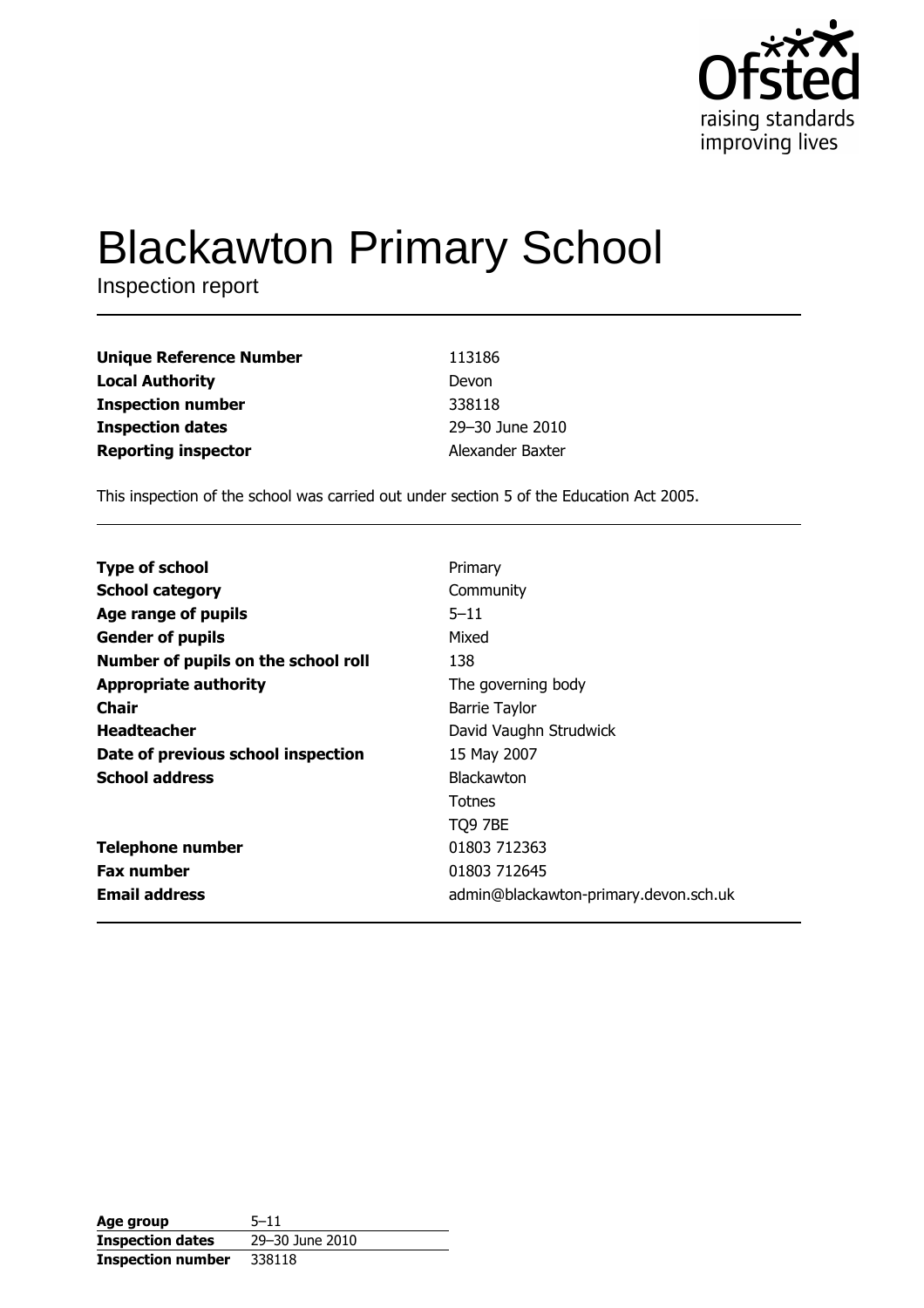Ofsted
raising standards
improving lives

# Blackawton Primary School

Inspection report

| | |
|---|---|
| **Unique Reference Number** | 113186 |
| **Local Authority** | Devon |
| **Inspection number** | 338118 |
| **Inspection dates** | 29–30 June 2010 |
| **Reporting inspector** | Alexander Baxter |

This inspection of the school was carried out under section 5 of the Education Act 2005.

| | |
|---|---|
| **Type of school** | Primary |
| **School category** | Community |
| **Age range of pupils** | 5–11 |
| **Gender of pupils** | Mixed |
| **Number of pupils on the school roll** | 138 |
| **Appropriate authority** | The governing body |
| **Chair** | Barrie Taylor |
| **Headteacher** | David Vaughn Strudwick |
| **Date of previous school inspection** | 15 May 2007 |
| **School address** | Blackawton<br>Totnes<br>TQ9 7BE |
| **Telephone number** | 01803 712363 |
| **Fax number** | 01803 712645 |
| **Email address** | admin@blackawton-primary.devon.sch.uk |

| | |
|---|---|
| **Age group** | 5–11 |
| **Inspection dates** | 29–30 June 2010 |
| **Inspection number** | 338118 |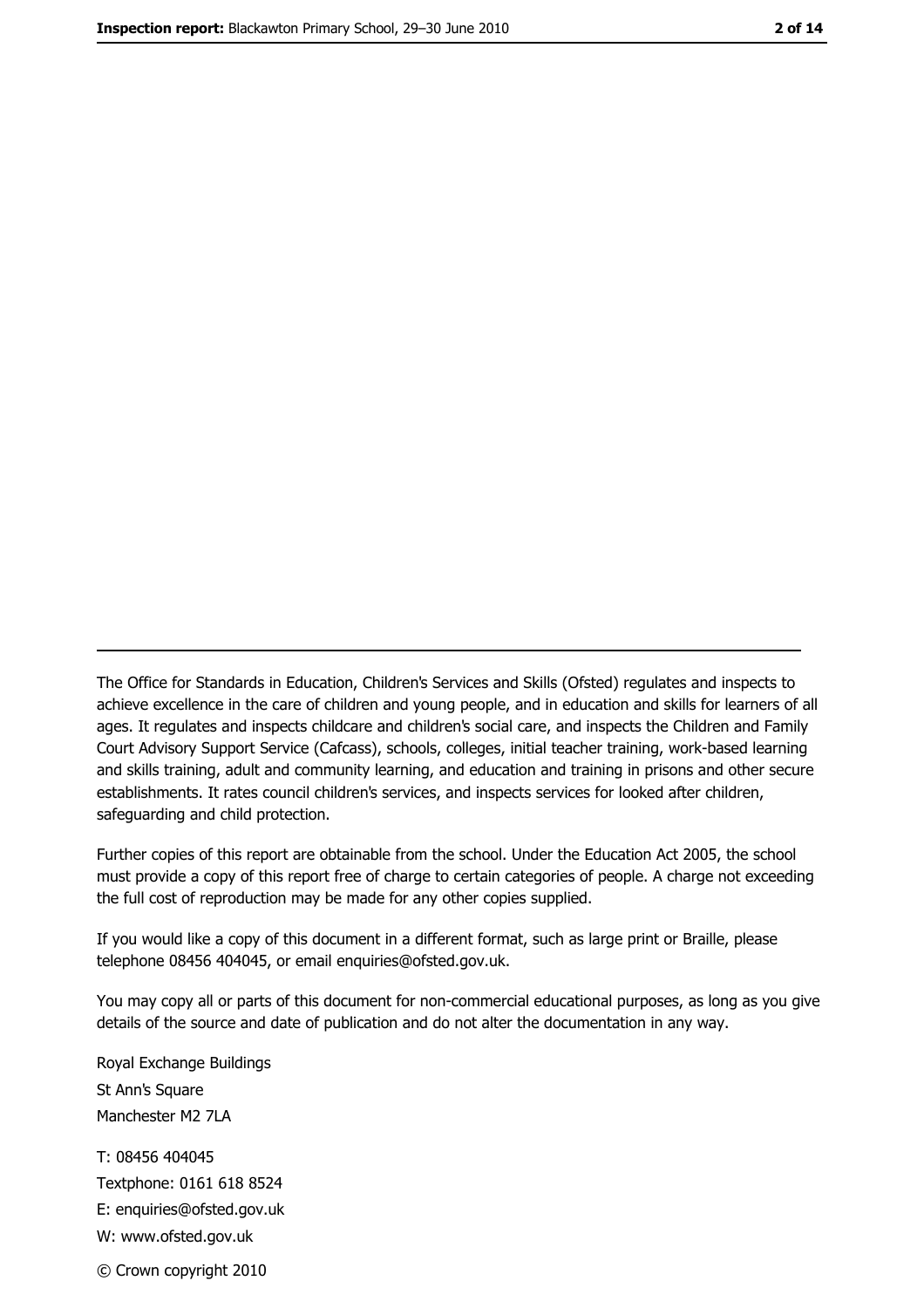The Office for Standards in Education, Children's Services and Skills (Ofsted) regulates and inspects to achieve excellence in the care of children and young people, and in education and skills for learners of all ages. It regulates and inspects childcare and children's social care, and inspects the Children and Family Court Advisory Support Service (Cafcass), schools, colleges, initial teacher training, work-based learning and skills training, adult and community learning, and education and training in prisons and other secure establishments. It rates council children's services, and inspects services for looked after children, safeguarding and child protection.

Further copies of this report are obtainable from the school. Under the Education Act 2005, the school must provide a copy of this report free of charge to certain categories of people. A charge not exceeding the full cost of reproduction may be made for any other copies supplied.

If you would like a copy of this document in a different format, such as large print or Braille, please telephone 08456 404045, or email enquiries@ofsted.gov.uk.

You may copy all or parts of this document for non-commercial educational purposes, as long as you give details of the source and date of publication and do not alter the documentation in any way.

Royal Exchange Buildings
St Ann's Square
Manchester M2 7LA

T: 08456 404045
Textphone: 0161 618 8524
E: enquiries@ofsted.gov.uk
W: www.ofsted.gov.uk

© Crown copyright 2010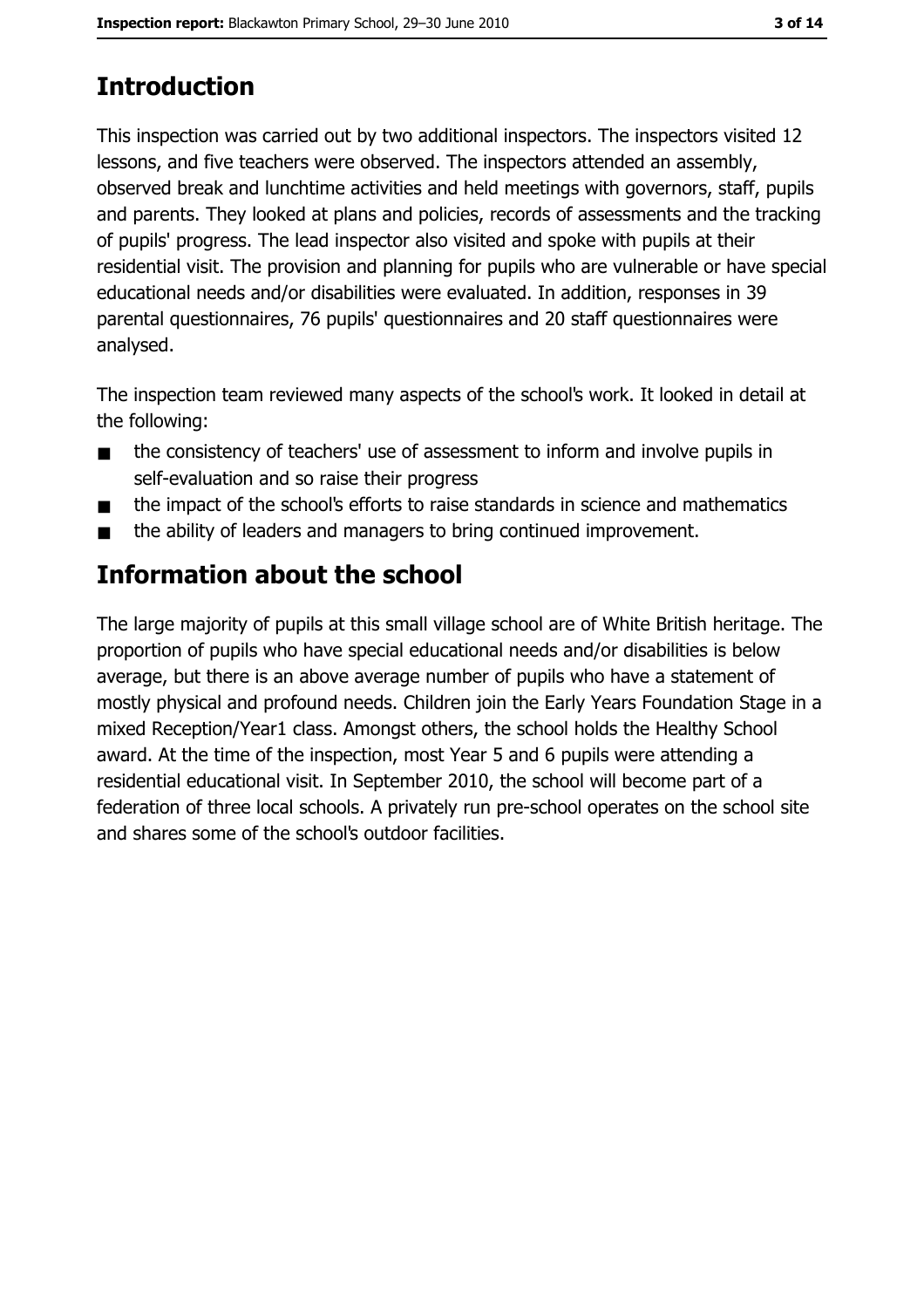## Introduction

This inspection was carried out by two additional inspectors. The inspectors visited 12 lessons, and five teachers were observed. The inspectors attended an assembly, observed break and lunchtime activities and held meetings with governors, staff, pupils and parents. They looked at plans and policies, records of assessments and the tracking of pupils' progress. The lead inspector also visited and spoke with pupils at their residential visit. The provision and planning for pupils who are vulnerable or have special educational needs and/or disabilities were evaluated. In addition, responses in 39 parental questionnaires, 76 pupils' questionnaires and 20 staff questionnaires were analysed.

The inspection team reviewed many aspects of the school's work. It looked in detail at the following:

- the consistency of teachers' use of assessment to inform and involve pupils in self-evaluation and so raise their progress
- the impact of the school's efforts to raise standards in science and mathematics
- the ability of leaders and managers to bring continued improvement.

## Information about the school

The large majority of pupils at this small village school are of White British heritage. The proportion of pupils who have special educational needs and/or disabilities is below average, but there is an above average number of pupils who have a statement of mostly physical and profound needs. Children join the Early Years Foundation Stage in a mixed Reception/Year1 class. Amongst others, the school holds the Healthy School award. At the time of the inspection, most Year 5 and 6 pupils were attending a residential educational visit. In September 2010, the school will become part of a federation of three local schools. A privately run pre-school operates on the school site and shares some of the school's outdoor facilities.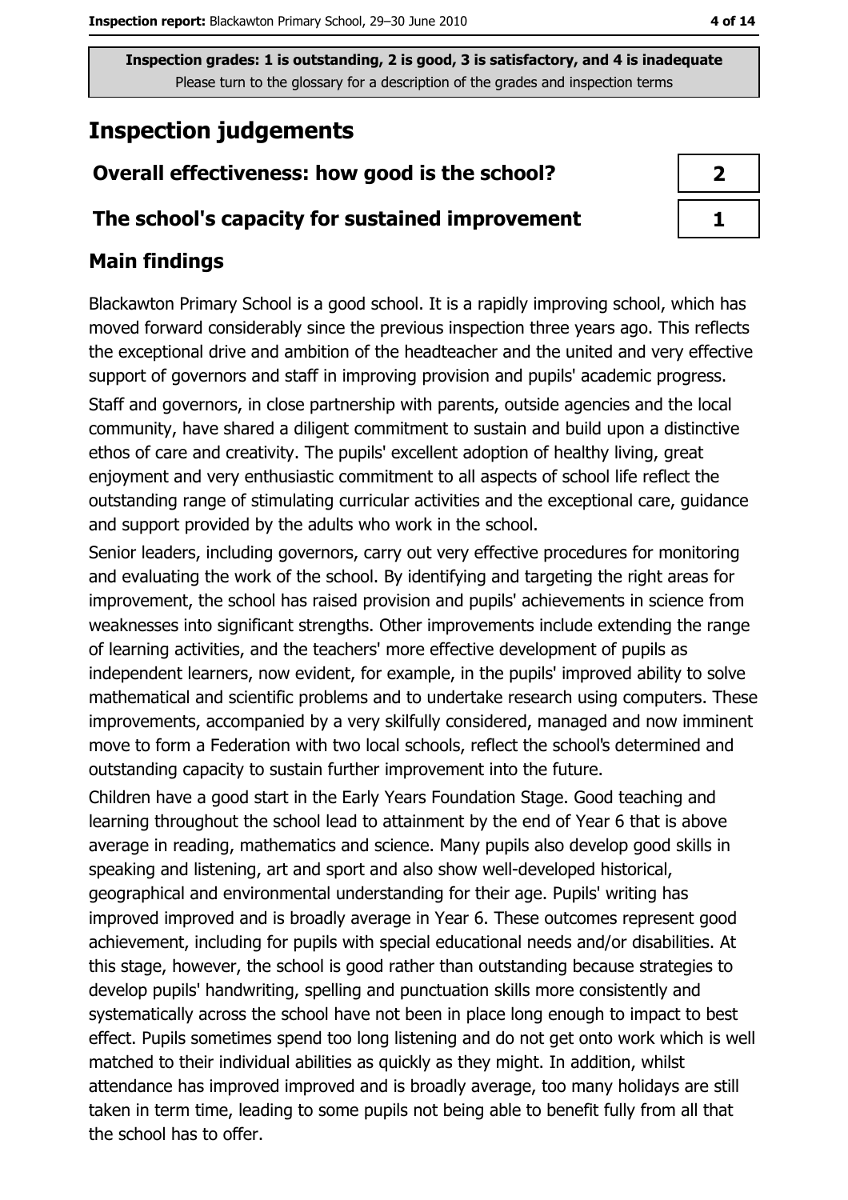Inspection grades: 1 is outstanding, 2 is good, 3 is satisfactory, and 4 is inadequate
Please turn to the glossary for a description of the grades and inspection terms

# Inspection judgements

| Overall effectiveness: how good is the school? | 2 |
| --- | --- |
| The school's capacity for sustained improvement | 1 |

## Main findings

Blackawton Primary School is a good school. It is a rapidly improving school, which has moved forward considerably since the previous inspection three years ago. This reflects the exceptional drive and ambition of the headteacher and the united and very effective support of governors and staff in improving provision and pupils' academic progress.

Staff and governors, in close partnership with parents, outside agencies and the local community, have shared a diligent commitment to sustain and build upon a distinctive ethos of care and creativity. The pupils' excellent adoption of healthy living, great enjoyment and very enthusiastic commitment to all aspects of school life reflect the outstanding range of stimulating curricular activities and the exceptional care, guidance and support provided by the adults who work in the school.

Senior leaders, including governors, carry out very effective procedures for monitoring and evaluating the work of the school. By identifying and targeting the right areas for improvement, the school has raised provision and pupils' achievements in science from weaknesses into significant strengths. Other improvements include extending the range of learning activities, and the teachers' more effective development of pupils as independent learners, now evident, for example, in the pupils' improved ability to solve mathematical and scientific problems and to undertake research using computers. These improvements, accompanied by a very skilfully considered, managed and now imminent move to form a Federation with two local schools, reflect the school's determined and outstanding capacity to sustain further improvement into the future.

Children have a good start in the Early Years Foundation Stage. Good teaching and learning throughout the school lead to attainment by the end of Year 6 that is above average in reading, mathematics and science. Many pupils also develop good skills in speaking and listening, art and sport and also show well-developed historical, geographical and environmental understanding for their age. Pupils' writing has improved improved and is broadly average in Year 6. These outcomes represent good achievement, including for pupils with special educational needs and/or disabilities. At this stage, however, the school is good rather than outstanding because strategies to develop pupils' handwriting, spelling and punctuation skills more consistently and systematically across the school have not been in place long enough to impact to best effect. Pupils sometimes spend too long listening and do not get onto work which is well matched to their individual abilities as quickly as they might. In addition, whilst attendance has improved improved and is broadly average, too many holidays are still taken in term time, leading to some pupils not being able to benefit fully from all that the school has to offer.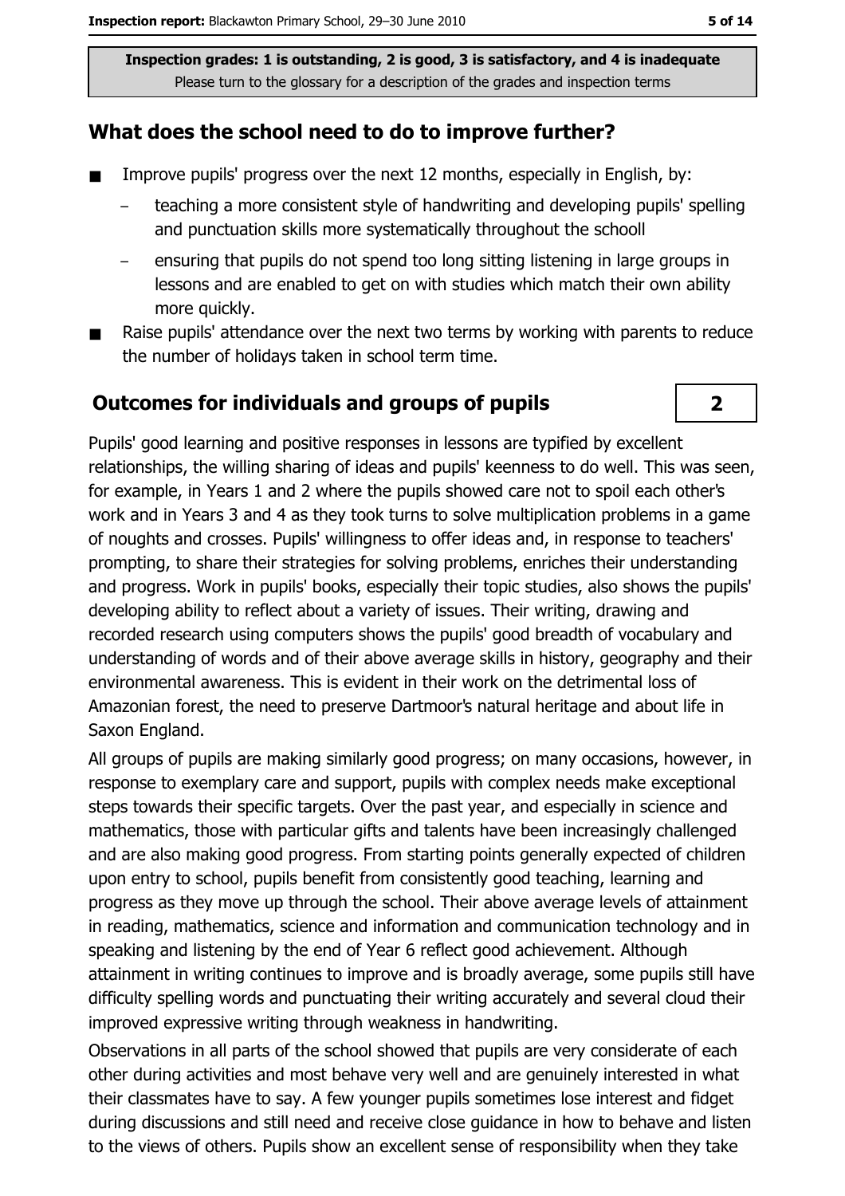Inspection grades: 1 is outstanding, 2 is good, 3 is satisfactory, and 4 is inadequate
Please turn to the glossary for a description of the grades and inspection terms

## What does the school need to do to improve further?

- Improve pupils' progress over the next 12 months, especially in English, by:
  - teaching a more consistent style of handwriting and developing pupils' spelling and punctuation skills more systematically throughout the schooll
  - ensuring that pupils do not spend too long sitting listening in large groups in lessons and are enabled to get on with studies which match their own ability more quickly.
- Raise pupils' attendance over the next two terms by working with parents to reduce the number of holidays taken in school term time.

## Outcomes for individuals and groups of pupils

**2**

Pupils' good learning and positive responses in lessons are typified by excellent relationships, the willing sharing of ideas and pupils' keenness to do well. This was seen, for example, in Years 1 and 2 where the pupils showed care not to spoil each other's work and in Years 3 and 4 as they took turns to solve multiplication problems in a game of noughts and crosses. Pupils' willingness to offer ideas and, in response to teachers' prompting, to share their strategies for solving problems, enriches their understanding and progress. Work in pupils' books, especially their topic studies, also shows the pupils' developing ability to reflect about a variety of issues. Their writing, drawing and recorded research using computers shows the pupils' good breadth of vocabulary and understanding of words and of their above average skills in history, geography and their environmental awareness. This is evident in their work on the detrimental loss of Amazonian forest, the need to preserve Dartmoor's natural heritage and about life in Saxon England.

All groups of pupils are making similarly good progress; on many occasions, however, in response to exemplary care and support, pupils with complex needs make exceptional steps towards their specific targets. Over the past year, and especially in science and mathematics, those with particular gifts and talents have been increasingly challenged and are also making good progress. From starting points generally expected of children upon entry to school, pupils benefit from consistently good teaching, learning and progress as they move up through the school. Their above average levels of attainment in reading, mathematics, science and information and communication technology and in speaking and listening by the end of Year 6 reflect good achievement. Although attainment in writing continues to improve and is broadly average, some pupils still have difficulty spelling words and punctuating their writing accurately and several cloud their improved expressive writing through weakness in handwriting.

Observations in all parts of the school showed that pupils are very considerate of each other during activities and most behave very well and are genuinely interested in what their classmates have to say. A few younger pupils sometimes lose interest and fidget during discussions and still need and receive close guidance in how to behave and listen to the views of others. Pupils show an excellent sense of responsibility when they take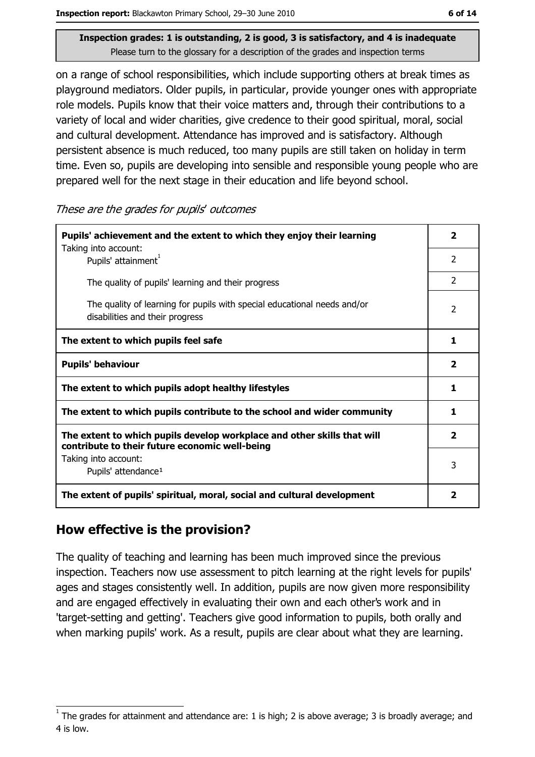**Inspection grades: 1 is outstanding, 2 is good, 3 is satisfactory, and 4 is inadequate**
Please turn to the glossary for a description of the grades and inspection terms

on a range of school responsibilities, which include supporting others at break times as playground mediators. Older pupils, in particular, provide younger ones with appropriate role models. Pupils know that their voice matters and, through their contributions to a variety of local and wider charities, give credence to their good spiritual, moral, social and cultural development. Attendance has improved and is satisfactory. Although persistent absence is much reduced, too many pupils are still taken on holiday in term time. Even so, pupils are developing into sensible and responsible young people who are prepared well for the next stage in their education and life beyond school.

*These are the grades for pupils' outcomes*

| | |
|---|---|
| **Pupils' achievement and the extent to which they enjoy their learning** | **2** |
| Taking into account: Pupils' attainment[1] | 2 |
| The quality of pupils' learning and their progress | 2 |
| The quality of learning for pupils with special educational needs and/or disabilities and their progress | 2 |
| **The extent to which pupils feel safe** | **1** |
| **Pupils' behaviour** | **2** |
| **The extent to which pupils adopt healthy lifestyles** | **1** |
| **The extent to which pupils contribute to the school and wider community** | **1** |
| **The extent to which pupils develop workplace and other skills that will contribute to their future economic well-being** | **2** |
| Taking into account: Pupils' attendance[1] | 3 |
| **The extent of pupils' spiritual, moral, social and cultural development** | **2** |

## How effective is the provision?

The quality of teaching and learning has been much improved since the previous inspection. Teachers now use assessment to pitch learning at the right levels for pupils' ages and stages consistently well. In addition, pupils are now given more responsibility and are engaged effectively in evaluating their own and each other's work and in 'target-setting and getting'. Teachers give good information to pupils, both orally and when marking pupils' work. As a result, pupils are clear about what they are learning.

[1] The grades for attainment and attendance are: 1 is high; 2 is above average; 3 is broadly average; and 4 is low.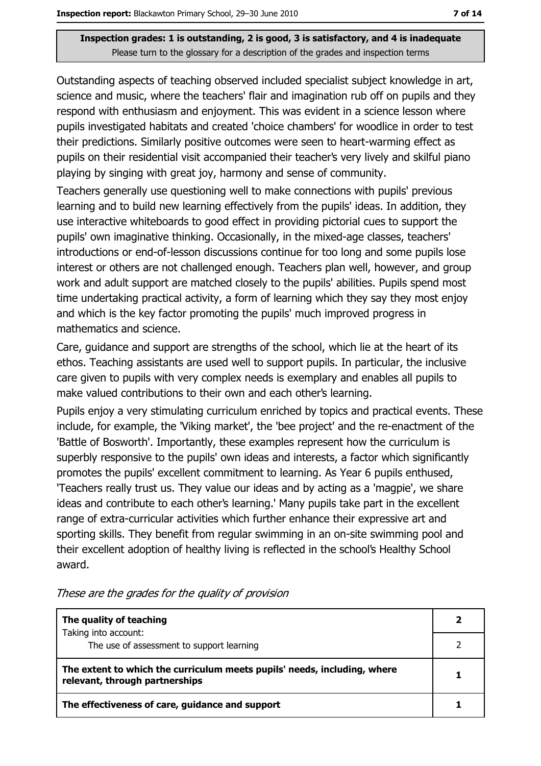**Inspection grades: 1 is outstanding, 2 is good, 3 is satisfactory, and 4 is inadequate**
Please turn to the glossary for a description of the grades and inspection terms

Outstanding aspects of teaching observed included specialist subject knowledge in art, science and music, where the teachers' flair and imagination rub off on pupils and they respond with enthusiasm and enjoyment. This was evident in a science lesson where pupils investigated habitats and created 'choice chambers' for woodlice in order to test their predictions. Similarly positive outcomes were seen to heart-warming effect as pupils on their residential visit accompanied their teacher's very lively and skilful piano playing by singing with great joy, harmony and sense of community.

Teachers generally use questioning well to make connections with pupils' previous learning and to build new learning effectively from the pupils' ideas. In addition, they use interactive whiteboards to good effect in providing pictorial cues to support the pupils' own imaginative thinking. Occasionally, in the mixed-age classes, teachers' introductions or end-of-lesson discussions continue for too long and some pupils lose interest or others are not challenged enough. Teachers plan well, however, and group work and adult support are matched closely to the pupils' abilities. Pupils spend most time undertaking practical activity, a form of learning which they say they most enjoy and which is the key factor promoting the pupils' much improved progress in mathematics and science.

Care, guidance and support are strengths of the school, which lie at the heart of its ethos. Teaching assistants are used well to support pupils. In particular, the inclusive care given to pupils with very complex needs is exemplary and enables all pupils to make valued contributions to their own and each other's learning.

Pupils enjoy a very stimulating curriculum enriched by topics and practical events. These include, for example, the 'Viking market', the 'bee project' and the re-enactment of the 'Battle of Bosworth'. Importantly, these examples represent how the curriculum is superbly responsive to the pupils' own ideas and interests, a factor which significantly promotes the pupils' excellent commitment to learning. As Year 6 pupils enthused, 'Teachers really trust us. They value our ideas and by acting as a 'magpie', we share ideas and contribute to each other's learning.' Many pupils take part in the excellent range of extra-curricular activities which further enhance their expressive art and sporting skills. They benefit from regular swimming in an on-site swimming pool and their excellent adoption of healthy living is reflected in the school's Healthy School award.

*These are the grades for the quality of provision*

| | |
|---|---|
| **The quality of teaching** | **2** |
| Taking into account: The use of assessment to support learning | 2 |
| **The extent to which the curriculum meets pupils' needs, including, where relevant, through partnerships** | **1** |
| **The effectiveness of care, guidance and support** | **1** |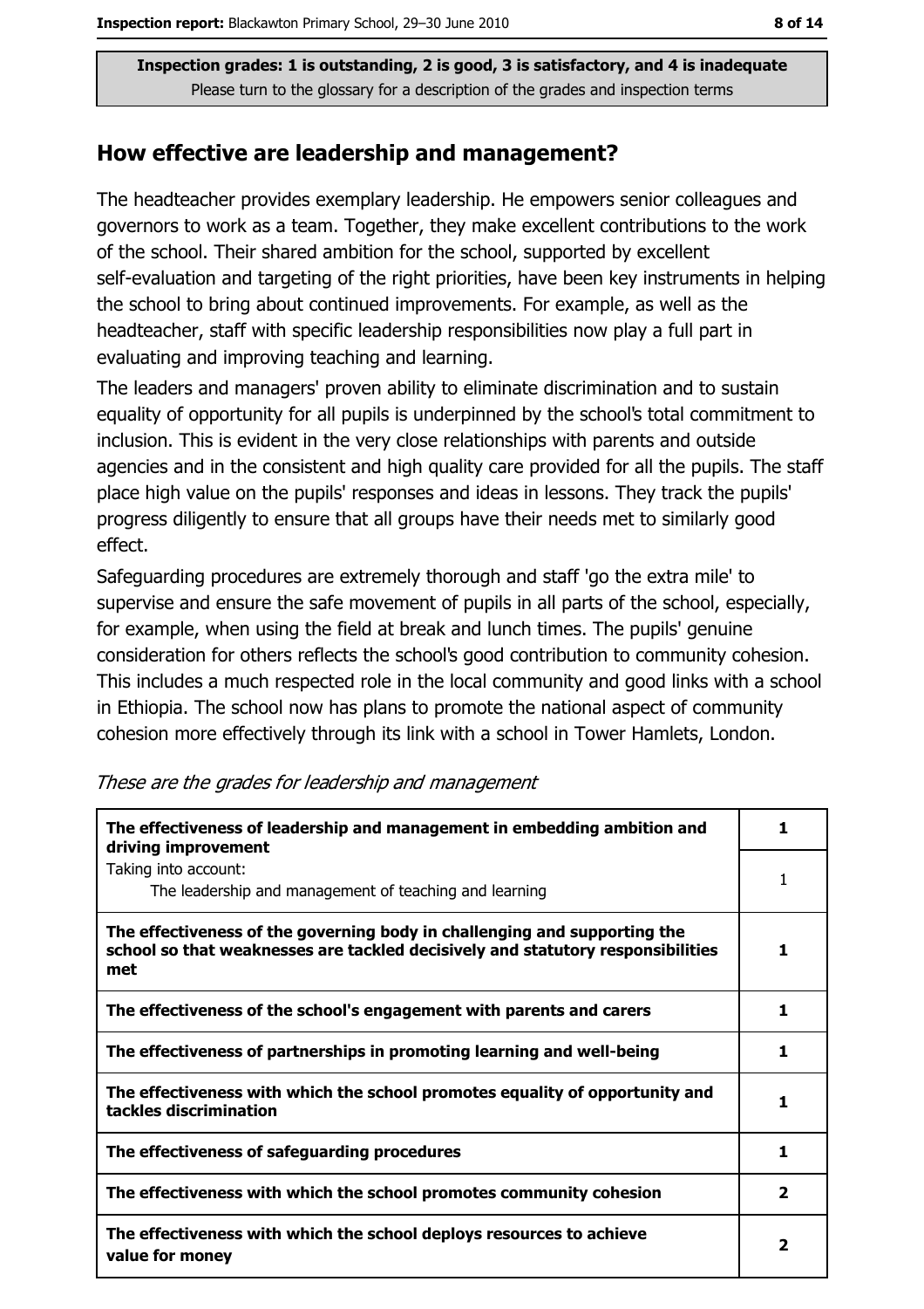Inspection grades: 1 is outstanding, 2 is good, 3 is satisfactory, and 4 is inadequate
Please turn to the glossary for a description of the grades and inspection terms

## How effective are leadership and management?

The headteacher provides exemplary leadership. He empowers senior colleagues and governors to work as a team. Together, they make excellent contributions to the work of the school. Their shared ambition for the school, supported by excellent self-evaluation and targeting of the right priorities, have been key instruments in helping the school to bring about continued improvements. For example, as well as the headteacher, staff with specific leadership responsibilities now play a full part in evaluating and improving teaching and learning.

The leaders and managers' proven ability to eliminate discrimination and to sustain equality of opportunity for all pupils is underpinned by the school's total commitment to inclusion. This is evident in the very close relationships with parents and outside agencies and in the consistent and high quality care provided for all the pupils. The staff place high value on the pupils' responses and ideas in lessons. They track the pupils' progress diligently to ensure that all groups have their needs met to similarly good effect.

Safeguarding procedures are extremely thorough and staff 'go the extra mile' to supervise and ensure the safe movement of pupils in all parts of the school, especially, for example, when using the field at break and lunch times. The pupils' genuine consideration for others reflects the school's good contribution to community cohesion. This includes a much respected role in the local community and good links with a school in Ethiopia. The school now has plans to promote the national aspect of community cohesion more effectively through its link with a school in Tower Hamlets, London.

*These are the grades for leadership and management*

| | |
|---|---|
| **The effectiveness of leadership and management in embedding ambition and driving improvement** | **1** |
| Taking into account: The leadership and management of teaching and learning | 1 |
| **The effectiveness of the governing body in challenging and supporting the school so that weaknesses are tackled decisively and statutory responsibilities met** | **1** |
| **The effectiveness of the school's engagement with parents and carers** | **1** |
| **The effectiveness of partnerships in promoting learning and well-being** | **1** |
| **The effectiveness with which the school promotes equality of opportunity and tackles discrimination** | **1** |
| **The effectiveness of safeguarding procedures** | **1** |
| **The effectiveness with which the school promotes community cohesion** | **2** |
| **The effectiveness with which the school deploys resources to achieve value for money** | **2** |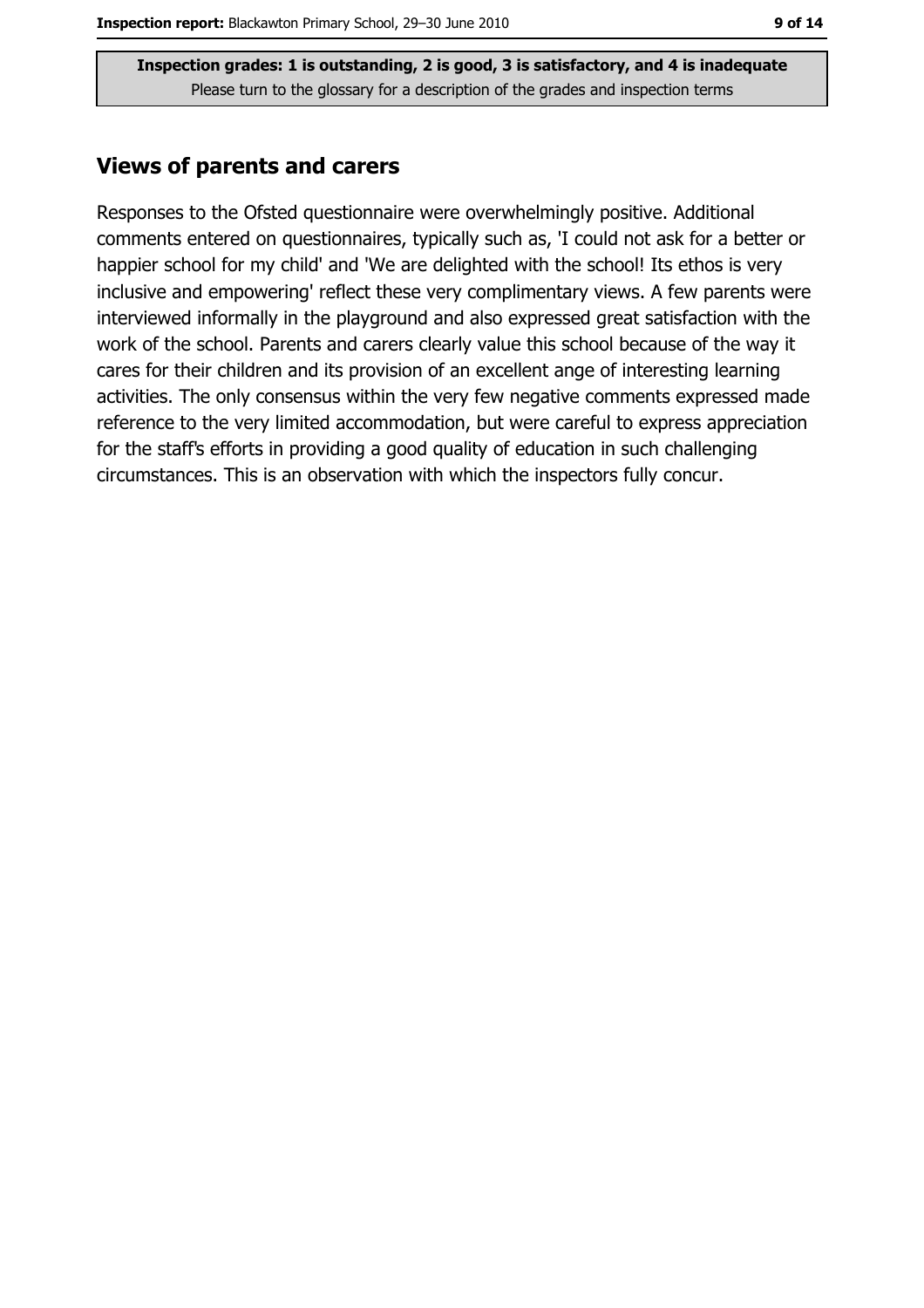Inspection grades: 1 is outstanding, 2 is good, 3 is satisfactory, and 4 is inadequate
Please turn to the glossary for a description of the grades and inspection terms

## Views of parents and carers

Responses to the Ofsted questionnaire were overwhelmingly positive. Additional comments entered on questionnaires, typically such as, 'I could not ask for a better or happier school for my child' and 'We are delighted with the school! Its ethos is very inclusive and empowering' reflect these very complimentary views. A few parents were interviewed informally in the playground and also expressed great satisfaction with the work of the school. Parents and carers clearly value this school because of the way it cares for their children and its provision of an excellent ange of interesting learning activities. The only consensus within the very few negative comments expressed made reference to the very limited accommodation, but were careful to express appreciation for the staff's efforts in providing a good quality of education in such challenging circumstances. This is an observation with which the inspectors fully concur.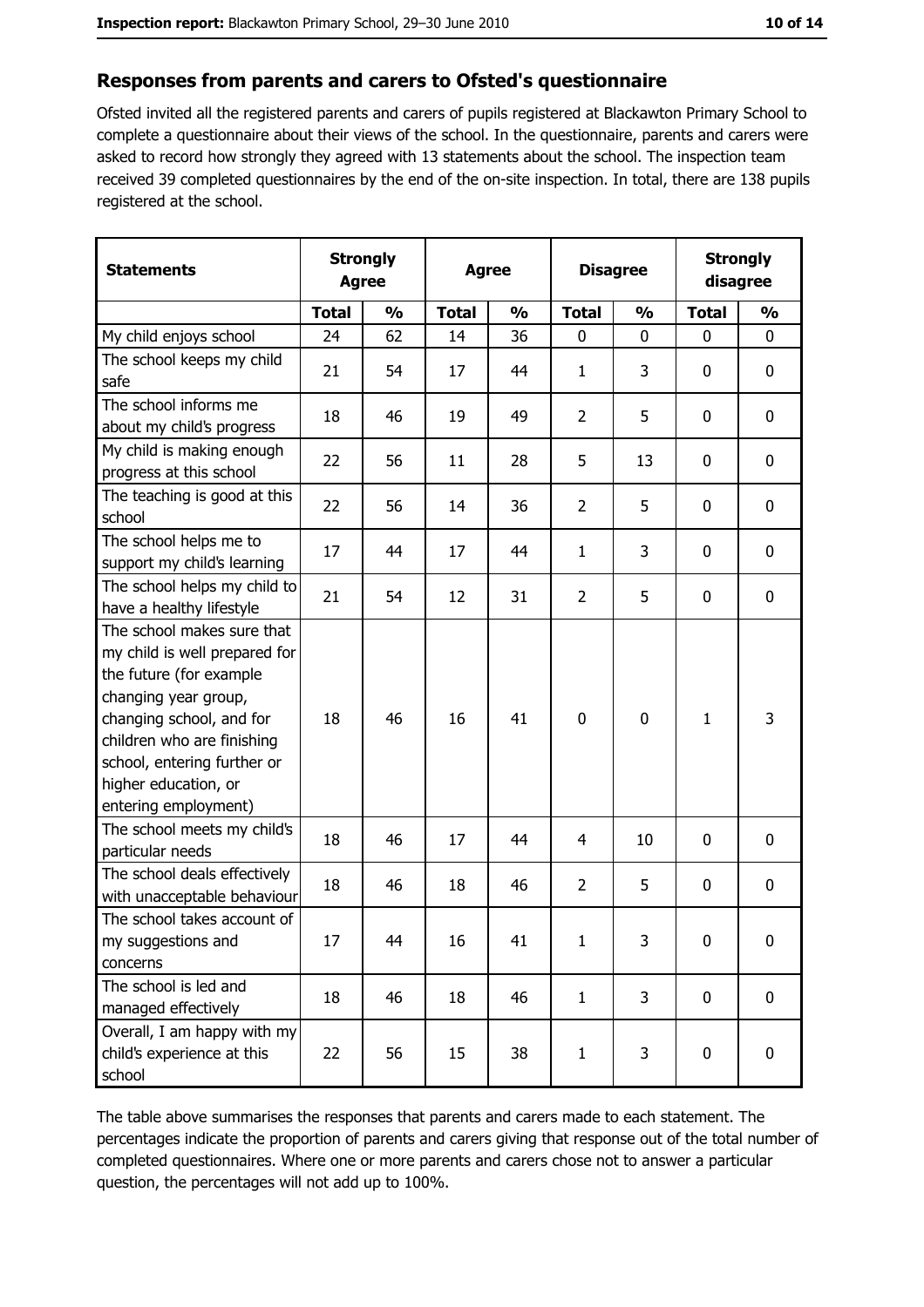## Responses from parents and carers to Ofsted's questionnaire

Ofsted invited all the registered parents and carers of pupils registered at Blackawton Primary School to complete a questionnaire about their views of the school. In the questionnaire, parents and carers were asked to record how strongly they agreed with 13 statements about the school. The inspection team received 39 completed questionnaires by the end of the on-site inspection. In total, there are 138 pupils registered at the school.

| Statements | Strongly Agree | | Agree | | Disagree | | Strongly disagree | |
|---|---|---|---|---|---|---|---|---|
| | Total | % | Total | % | Total | % | Total | % |
| My child enjoys school | 24 | 62 | 14 | 36 | 0 | 0 | 0 | 0 |
| The school keeps my child safe | 21 | 54 | 17 | 44 | 1 | 3 | 0 | 0 |
| The school informs me about my child's progress | 18 | 46 | 19 | 49 | 2 | 5 | 0 | 0 |
| My child is making enough progress at this school | 22 | 56 | 11 | 28 | 5 | 13 | 0 | 0 |
| The teaching is good at this school | 22 | 56 | 14 | 36 | 2 | 5 | 0 | 0 |
| The school helps me to support my child's learning | 17 | 44 | 17 | 44 | 1 | 3 | 0 | 0 |
| The school helps my child to have a healthy lifestyle | 21 | 54 | 12 | 31 | 2 | 5 | 0 | 0 |
| The school makes sure that my child is well prepared for the future (for example changing year group, changing school, and for children who are finishing school, entering further or higher education, or entering employment) | 18 | 46 | 16 | 41 | 0 | 0 | 1 | 3 |
| The school meets my child's particular needs | 18 | 46 | 17 | 44 | 4 | 10 | 0 | 0 |
| The school deals effectively with unacceptable behaviour | 18 | 46 | 18 | 46 | 2 | 5 | 0 | 0 |
| The school takes account of my suggestions and concerns | 17 | 44 | 16 | 41 | 1 | 3 | 0 | 0 |
| The school is led and managed effectively | 18 | 46 | 18 | 46 | 1 | 3 | 0 | 0 |
| Overall, I am happy with my child's experience at this school | 22 | 56 | 15 | 38 | 1 | 3 | 0 | 0 |

The table above summarises the responses that parents and carers made to each statement. The percentages indicate the proportion of parents and carers giving that response out of the total number of completed questionnaires. Where one or more parents and carers chose not to answer a particular question, the percentages will not add up to 100%.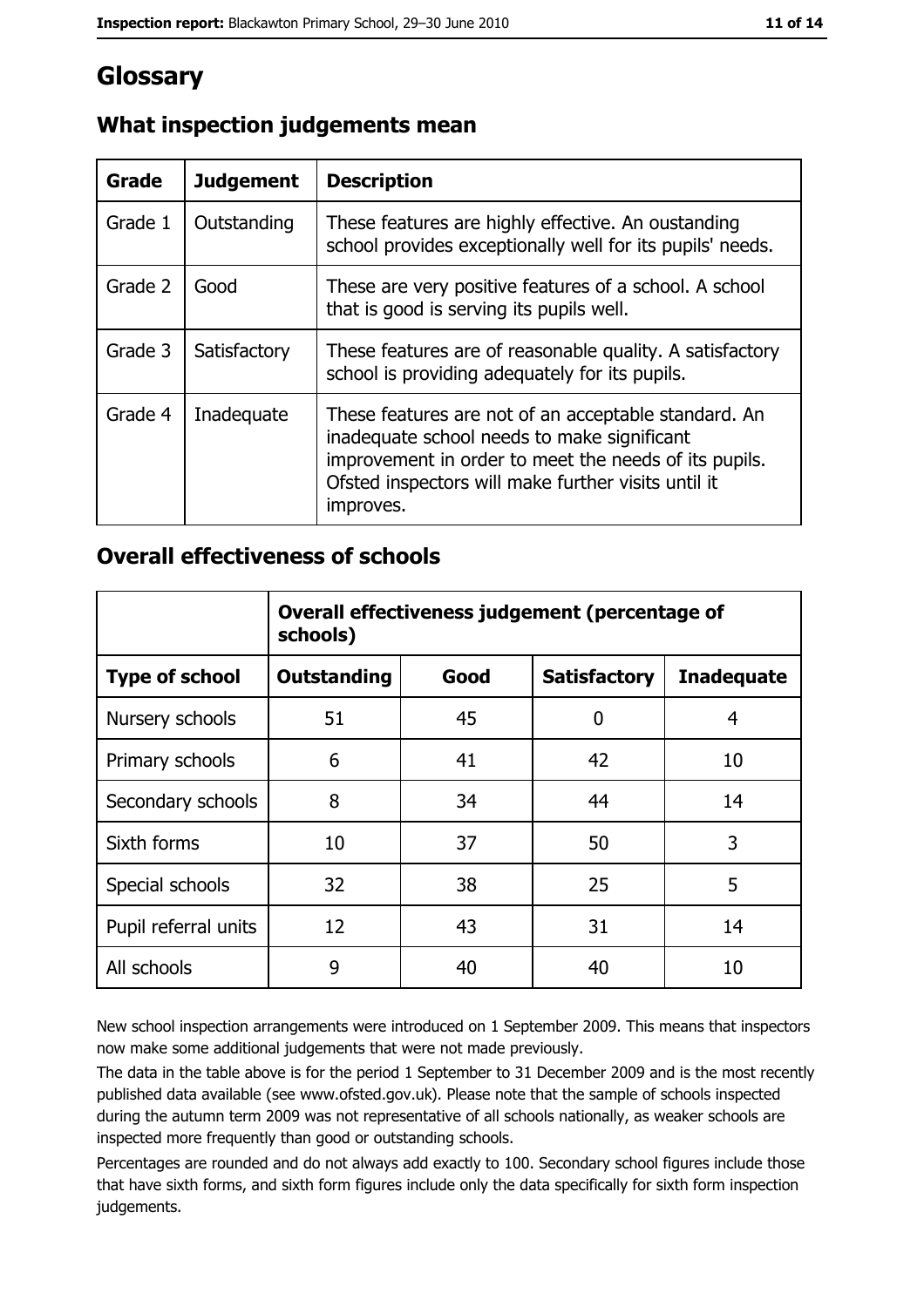# Glossary

## What inspection judgements mean

| Grade | Judgement | Description |
| --- | --- | --- |
| Grade 1 | Outstanding | These features are highly effective. An oustanding school provides exceptionally well for its pupils' needs. |
| Grade 2 | Good | These are very positive features of a school. A school that is good is serving its pupils well. |
| Grade 3 | Satisfactory | These features are of reasonable quality. A satisfactory school is providing adequately for its pupils. |
| Grade 4 | Inadequate | These features are not of an acceptable standard. An inadequate school needs to make significant improvement in order to meet the needs of its pupils. Ofsted inspectors will make further visits until it improves. |

## Overall effectiveness of schools

| | Overall effectiveness judgement (percentage of schools) | | | |
| --- | --- | --- | --- | --- |
| **Type of school** | **Outstanding** | **Good** | **Satisfactory** | **Inadequate** |
| Nursery schools | 51 | 45 | 0 | 4 |
| Primary schools | 6 | 41 | 42 | 10 |
| Secondary schools | 8 | 34 | 44 | 14 |
| Sixth forms | 10 | 37 | 50 | 3 |
| Special schools | 32 | 38 | 25 | 5 |
| Pupil referral units | 12 | 43 | 31 | 14 |
| All schools | 9 | 40 | 40 | 10 |

New school inspection arrangements were introduced on 1 September 2009. This means that inspectors now make some additional judgements that were not made previously.

The data in the table above is for the period 1 September to 31 December 2009 and is the most recently published data available (see www.ofsted.gov.uk). Please note that the sample of schools inspected during the autumn term 2009 was not representative of all schools nationally, as weaker schools are inspected more frequently than good or outstanding schools.

Percentages are rounded and do not always add exactly to 100. Secondary school figures include those that have sixth forms, and sixth form figures include only the data specifically for sixth form inspection judgements.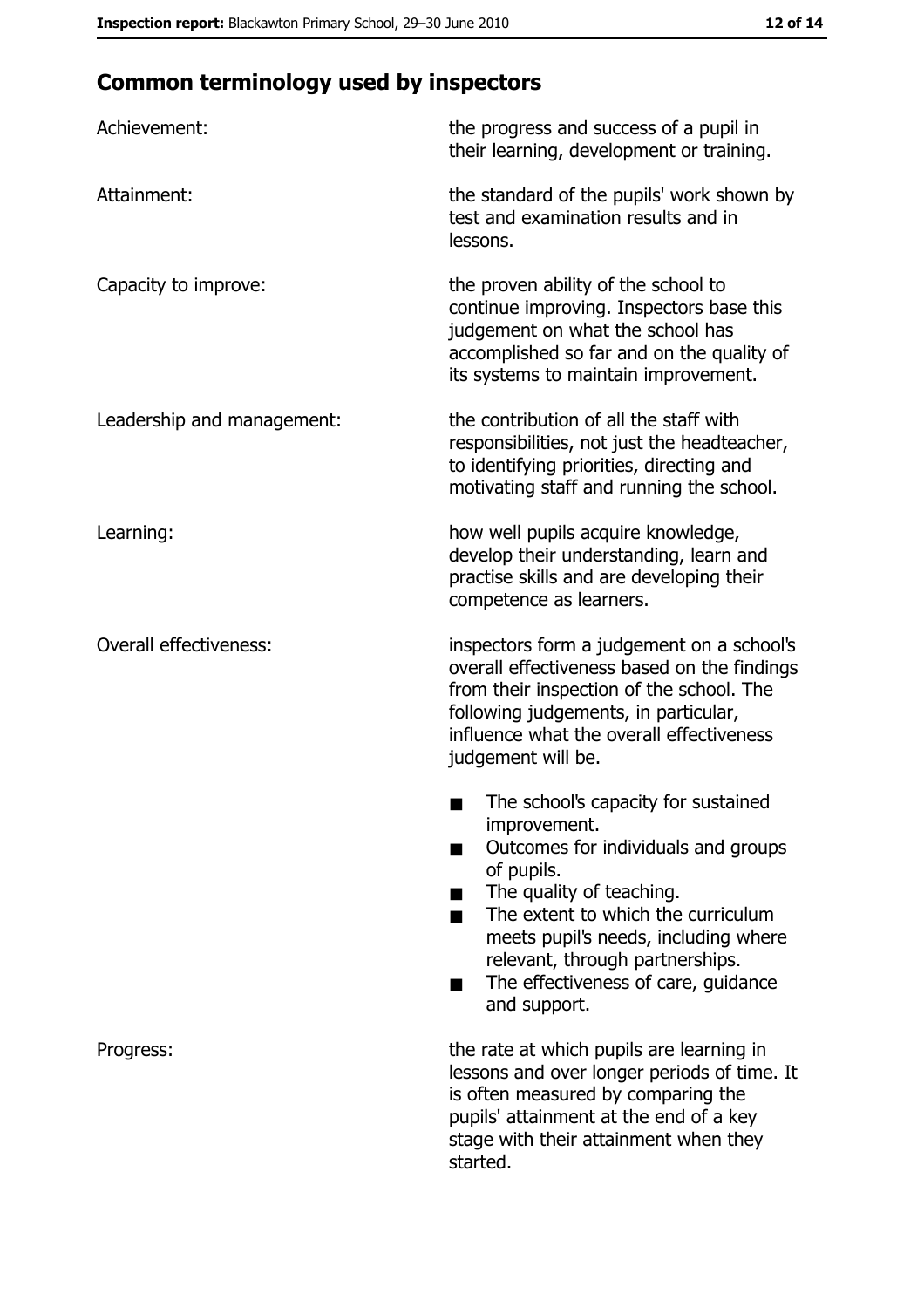## Common terminology used by inspectors

| | |
|---|---|
| Achievement: | the progress and success of a pupil in their learning, development or training. |
| Attainment: | the standard of the pupils' work shown by test and examination results and in lessons. |
| Capacity to improve: | the proven ability of the school to continue improving. Inspectors base this judgement on what the school has accomplished so far and on the quality of its systems to maintain improvement. |
| Leadership and management: | the contribution of all the staff with responsibilities, not just the headteacher, to identifying priorities, directing and motivating staff and running the school. |
| Learning: | how well pupils acquire knowledge, develop their understanding, learn and practise skills and are developing their competence as learners. |
| Overall effectiveness: | inspectors form a judgement on a school's overall effectiveness based on the findings from their inspection of the school. The following judgements, in particular, influence what the overall effectiveness judgement will be.<br>■ The school's capacity for sustained improvement.<br>■ Outcomes for individuals and groups of pupils.<br>■ The quality of teaching.<br>■ The extent to which the curriculum meets pupil's needs, including where relevant, through partnerships.<br>■ The effectiveness of care, guidance and support. |
| Progress: | the rate at which pupils are learning in lessons and over longer periods of time. It is often measured by comparing the pupils' attainment at the end of a key stage with their attainment when they started. |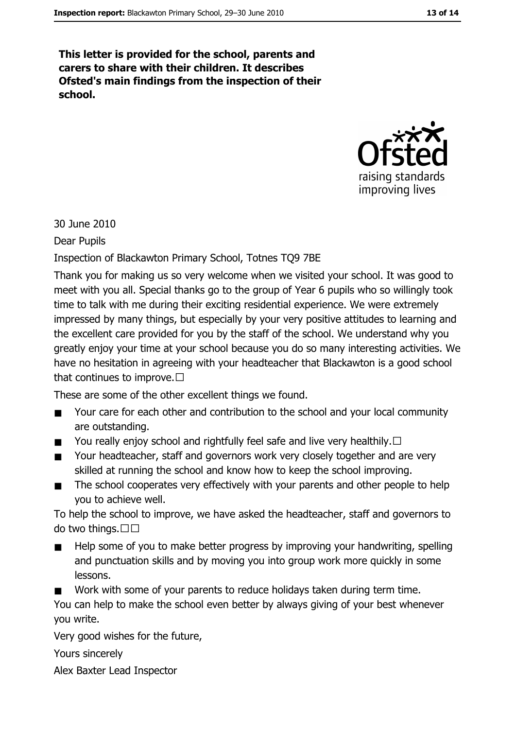**This letter is provided for the school, parents and carers to share with their children. It describes Ofsted's main findings from the inspection of their school.**

30 June 2010

Dear Pupils

Inspection of Blackawton Primary School, Totnes TQ9 7BE

Thank you for making us so very welcome when we visited your school. It was good to meet with you all. Special thanks go to the group of Year 6 pupils who so willingly took time to talk with me during their exciting residential experience. We were extremely impressed by many things, but especially by your very positive attitudes to learning and the excellent care provided for you by the staff of the school. We understand why you greatly enjoy your time at your school because you do so many interesting activities. We have no hesitation in agreeing with your headteacher that Blackawton is a good school that continues to improve.

These are some of the other excellent things we found.

- Your care for each other and contribution to the school and your local community are outstanding.
- You really enjoy school and rightfully feel safe and live very healthily.
- Your headteacher, staff and governors work very closely together and are very skilled at running the school and know how to keep the school improving.
- The school cooperates very effectively with your parents and other people to help you to achieve well.

To help the school to improve, we have asked the headteacher, staff and governors to do two things.

- Help some of you to make better progress by improving your handwriting, spelling and punctuation skills and by moving you into group work more quickly in some lessons.
- Work with some of your parents to reduce holidays taken during term time.

You can help to make the school even better by always giving of your best whenever you write.

Very good wishes for the future,

Yours sincerely

Alex Baxter Lead Inspector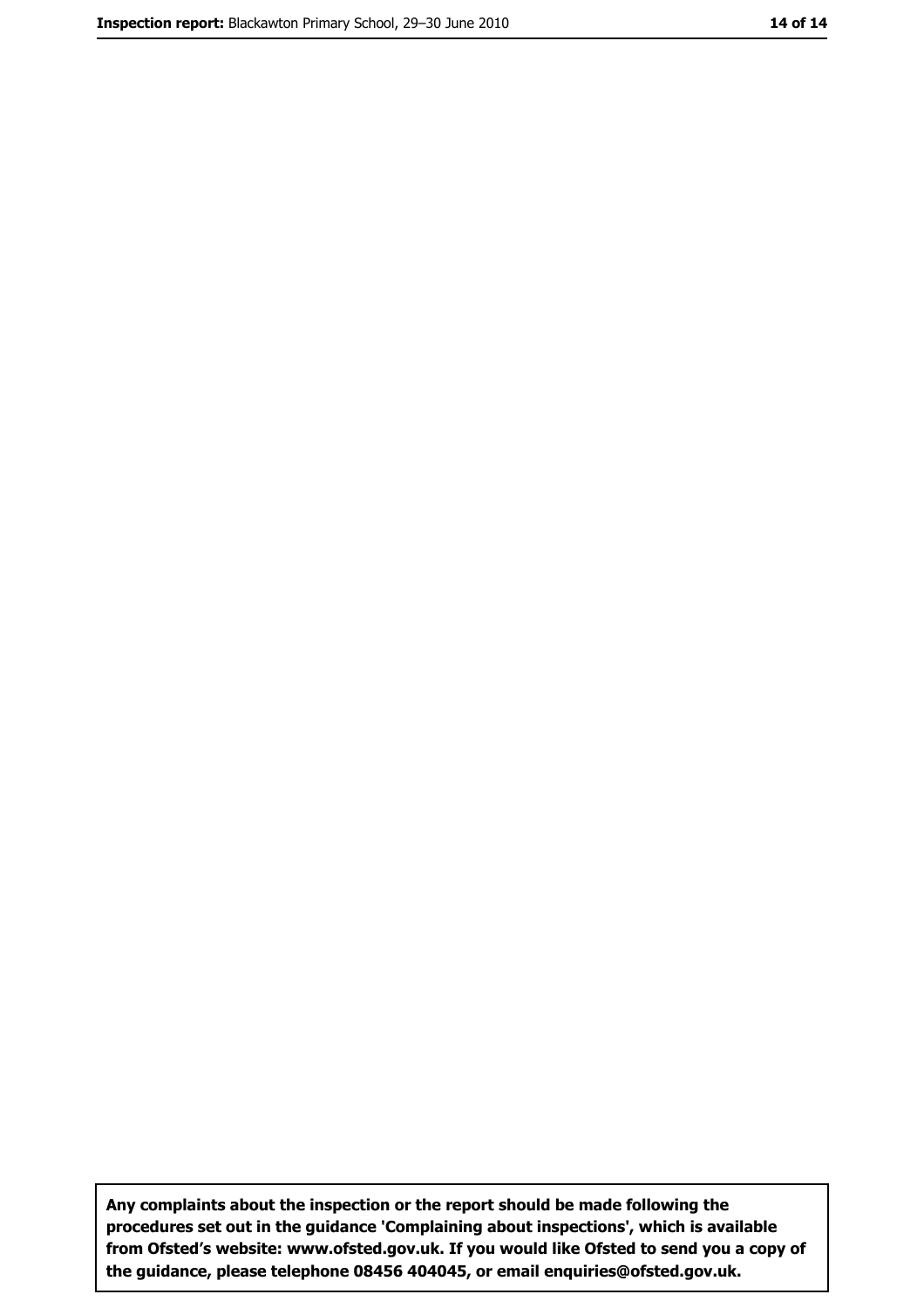**Any complaints about the inspection or the report should be made following the procedures set out in the guidance 'Complaining about inspections', which is available from Ofsted's website: www.ofsted.gov.uk. If you would like Ofsted to send you a copy of the guidance, please telephone 08456 404045, or email enquiries@ofsted.gov.uk.**